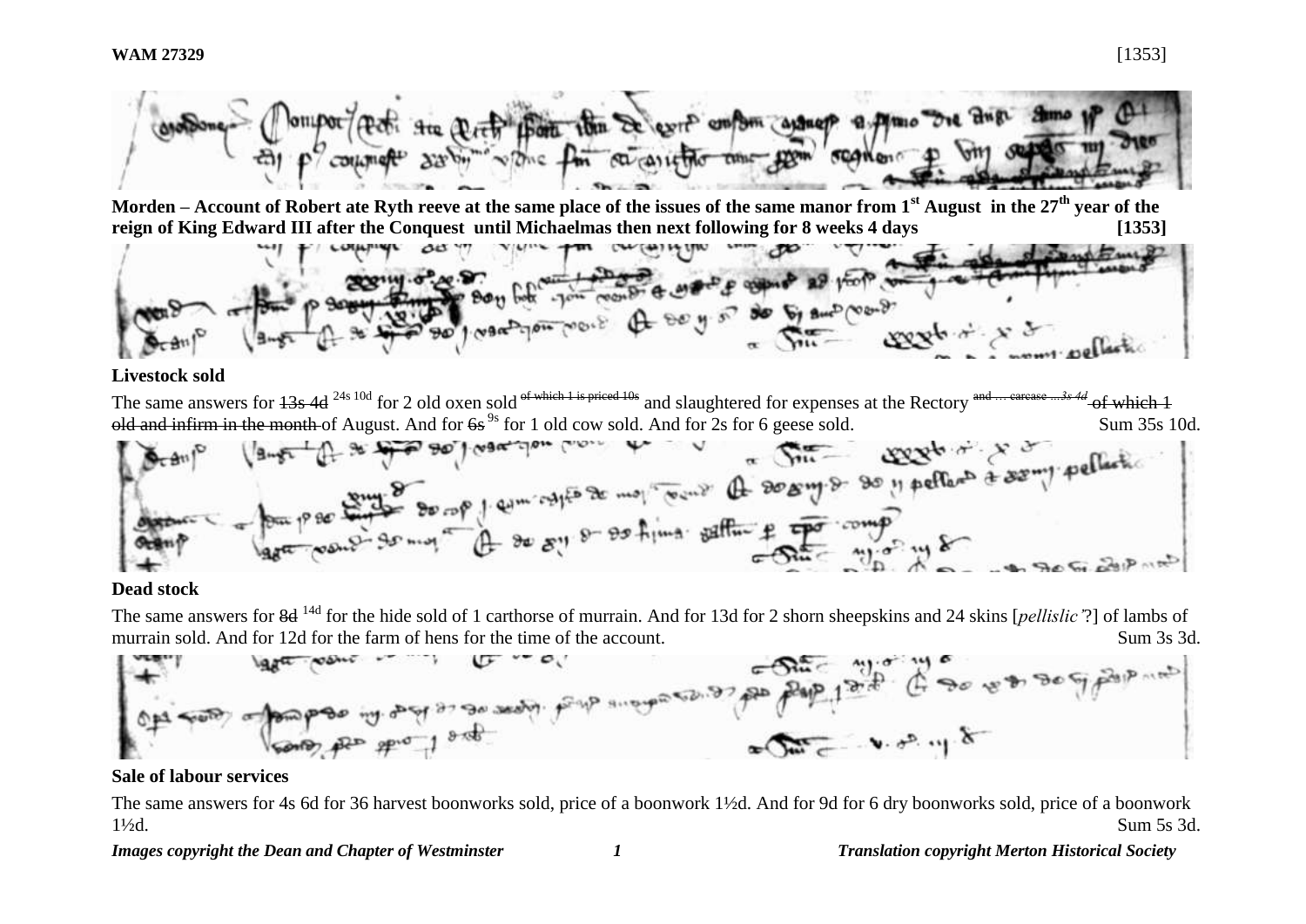**WAM 27329** [1353]

**Morden – Account of Robert ate Ryth reeve at the same place of the issues of the same manor from 1st August in the 27th year of the reign of King Edward III after the Conquest until Michaelmas then next following for 8 weeks 4 days [1353]**

**Livestock sold**

The same answers for ~~13s 4d~~ 24s 10d for 2 old oxen sold ^of which 1 is priced 10s^ and slaughtered for expenses at the Rectory ^and … carcase …*3s 4d*^ ~~of which 1 old and infirm in the month~~ of August. And for ~~6s~~ 9s for 1 old cow sold. And for 2s for 6 geese sold. Sum 35s 10d.

**Dead stock**

The same answers for ~~8d~~ 14d for the hide sold of 1 carthorse of murrain. And for 13d for 2 shorn sheepskins and 24 skins [*pellislic'*?] of lambs of murrain sold. And for 12d for the farm of hens for the time of the account. Sum 3s 3d.

**Sale of labour services**

The same answers for 4s 6d for 36 harvest boonworks sold, price of a boonwork 1½d. And for 9d for 6 dry boonworks sold, price of a boonwork 1½d. Sum 5s 3d.

*Images copyright the Dean and Chapter of Westminster* *Translation copyright Merton Historical Society*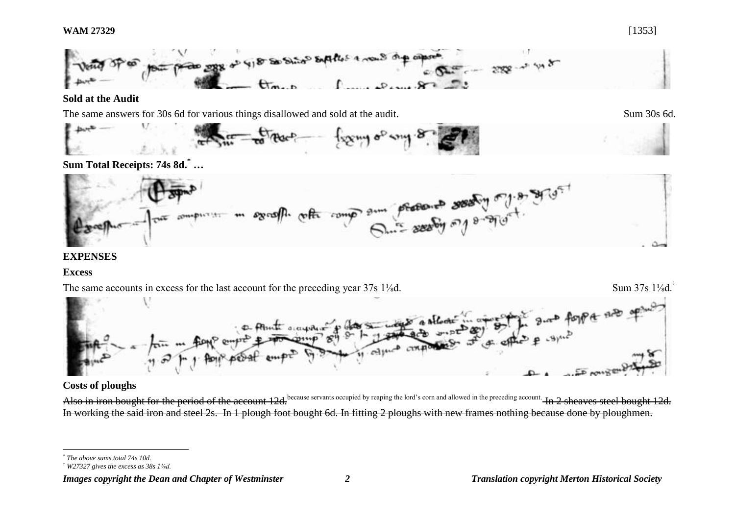## Sold at the Audit

The same answers for 30s 6d for various things disallowed and sold at the audit. Sum 30s 6d.

**Sum Total Receipts: 74s 8d.[*] …**

## EXPENSES

### Excess

The same accounts in excess for the last account for the preceding year 37s 1⅛d. Sum 37s 1⅛d.[†]

### Costs of ploughs

~~Also in iron bought for the period of the account 12d.~~ because servants occupied by reaping the lord's corn and allowed in the preceding account. ~~In 2 sheaves steel bought 12d. In working the said iron and steel 2s. In 1 plough foot bought 6d. In fitting 2 ploughs with new frames nothing because done by ploughmen.~~

---

[*] *The above sums total 74s 10d.*

[†] *W27327 gives the excess as 38s 1⅛d.*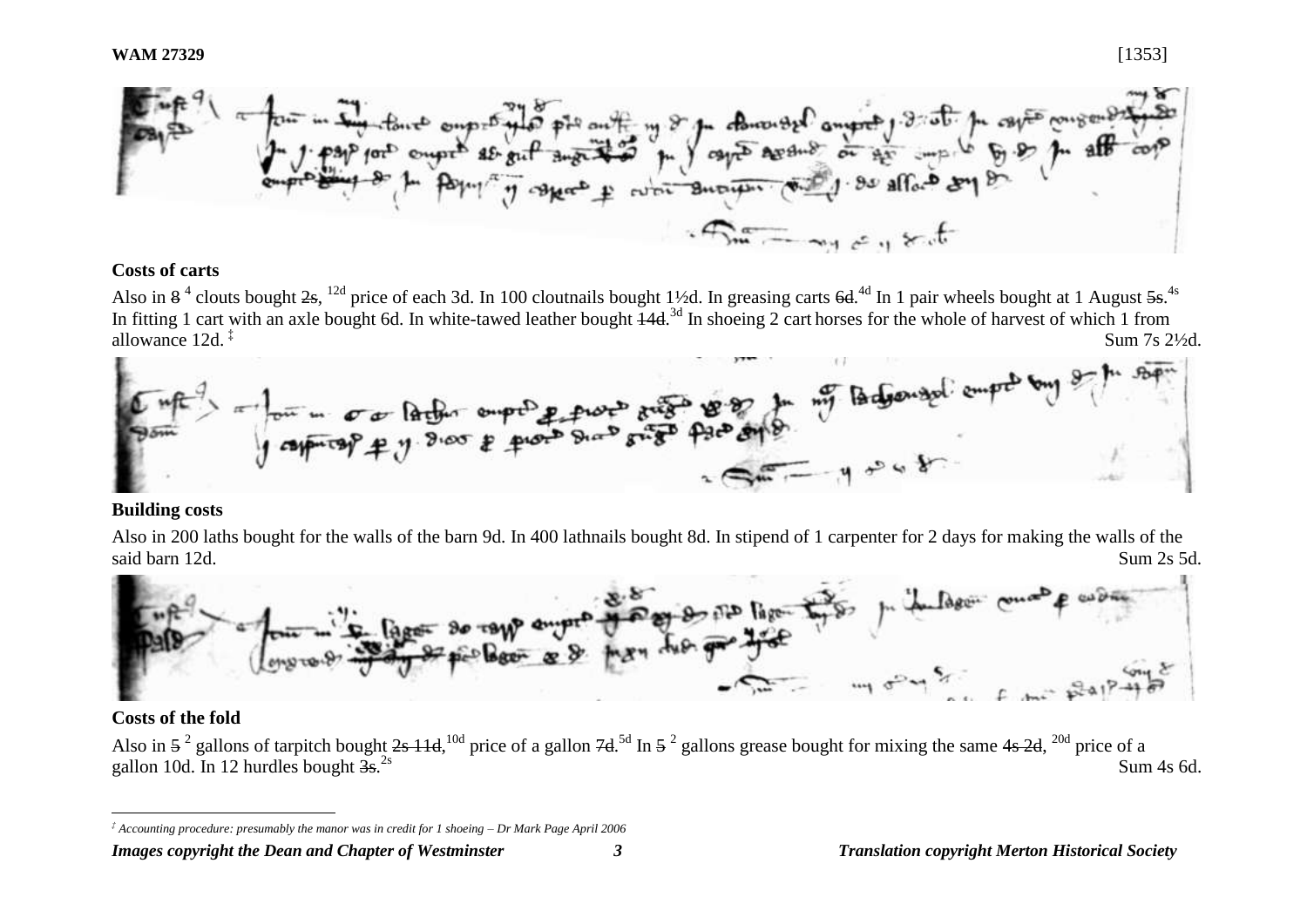**WAM 27329** [1353]

## Costs of carts

Also in ~~8~~ [4] clouts bought ~~2s~~, [12d] price of each 3d. In 100 cloutnails bought 1½d. In greasing carts ~~6d~~.[4d] In 1 pair wheels bought at 1 August ~~5s~~.[4s] In fitting 1 cart with an axle bought 6d. In white-tawed leather bought ~~14d~~.[3d] In shoeing 2 cart horses for the whole of harvest of which 1 from allowance 12d.[‡] Sum 7s 2½d.

## Building costs

Also in 200 laths bought for the walls of the barn 9d. In 400 lathnails bought 8d. In stipend of 1 carpenter for 2 days for making the walls of the said barn 12d. Sum 2s 5d.

## Costs of the fold

Also in ~~5~~ [2] gallons of tarpitch bought ~~2s 11d~~,[10d] price of a gallon ~~7d~~.[5d] In ~~5~~ [2] gallons grease bought for mixing the same ~~4s 2d~~, [20d] price of a gallon 10d. In 12 hurdles bought ~~3s~~.[2s] Sum 4s 6d.

---

[‡] *Accounting procedure: presumably the manor was in credit for 1 shoeing – Dr Mark Page April 2006*

*Images copyright the Dean and Chapter of Westminster* *Translation copyright Merton Historical Society*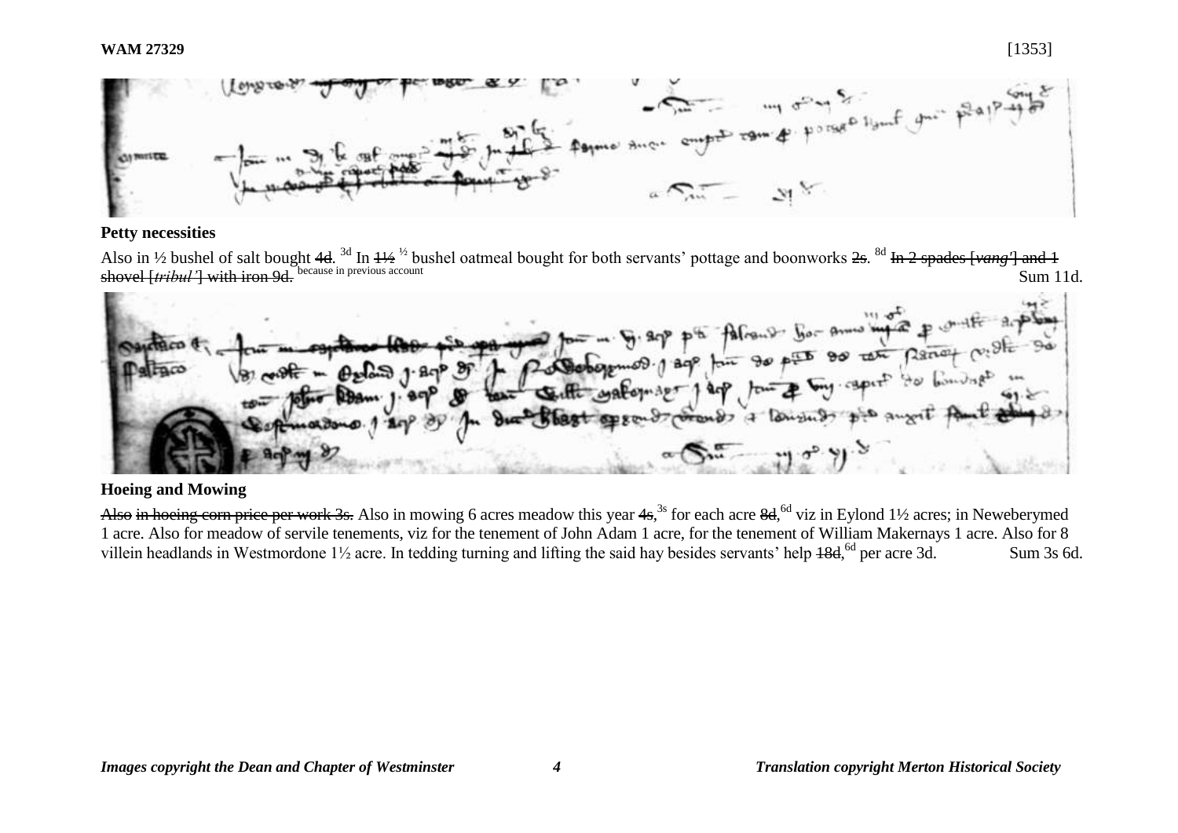**Petty necessities**

Also in ½ bushel of salt bought ~~4d~~. 3d In ~~1½~~ ½ bushel oatmeal bought for both servants' pottage and boonworks ~~2s~~. 8d ~~In 2 spades [*vang'*] and 1 shovel [*tribul'*] with iron 9d.~~ because in previous account Sum 11d.

**Hoeing and Mowing**

~~Also in hoeing corn price per work 3s.~~ Also in mowing 6 acres meadow this year ~~4s~~, 3s for each acre ~~8d~~, 6d viz in Eylond 1½ acres; in Neweberymed 1 acre. Also for meadow of servile tenements, viz for the tenement of John Adam 1 acre, for the tenement of William Makernays 1 acre. Also for 8 villein headlands in Westmordone 1½ acre. In tedding turning and lifting the said hay besides servants' help ~~18d~~, 6d per acre 3d. Sum 3s 6d.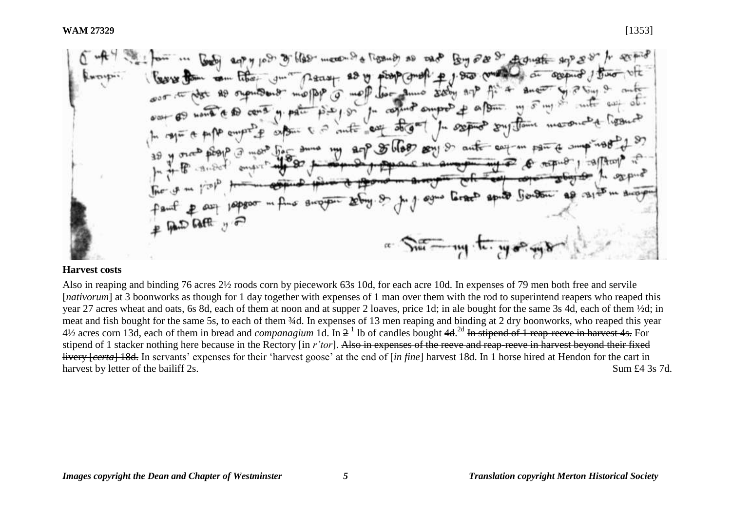**WAM 27329** [1353]

## Harvest costs

Also in reaping and binding 76 acres 2½ roods corn by piecework 63s 10d, for each acre 10d. In expenses of 79 men both free and servile [*nativorum*] at 3 boonworks as though for 1 day together with expenses of 1 man over them with the rod to superintend reapers who reaped this year 27 acres wheat and oats, 6s 8d, each of them at noon and at supper 2 loaves, price 1d; in ale bought for the same 3s 4d, each of them ½d; in meat and fish bought for the same 5s, to each of them ¾d. In expenses of 13 men reaping and binding at 2 dry boonworks, who reaped this year 4½ acres corn 13d, each of them in bread and *companagium* 1d. In ~~2~~ [1] lb of candles bought ~~4d~~.[2d] ~~In stipend of 1 reap-reeve in harvest 4s.~~ For stipend of 1 stacker nothing here because in the Rectory [in *r'tor*]. ~~Also in expenses of the reeve and reap-reeve in harvest beyond their fixed livery [*certa*] 18d.~~ In servants' expenses for their 'harvest goose' at the end of [*in fine*] harvest 18d. In 1 horse hired at Hendon for the cart in harvest by letter of the bailiff 2s. Sum £4 3s 7d.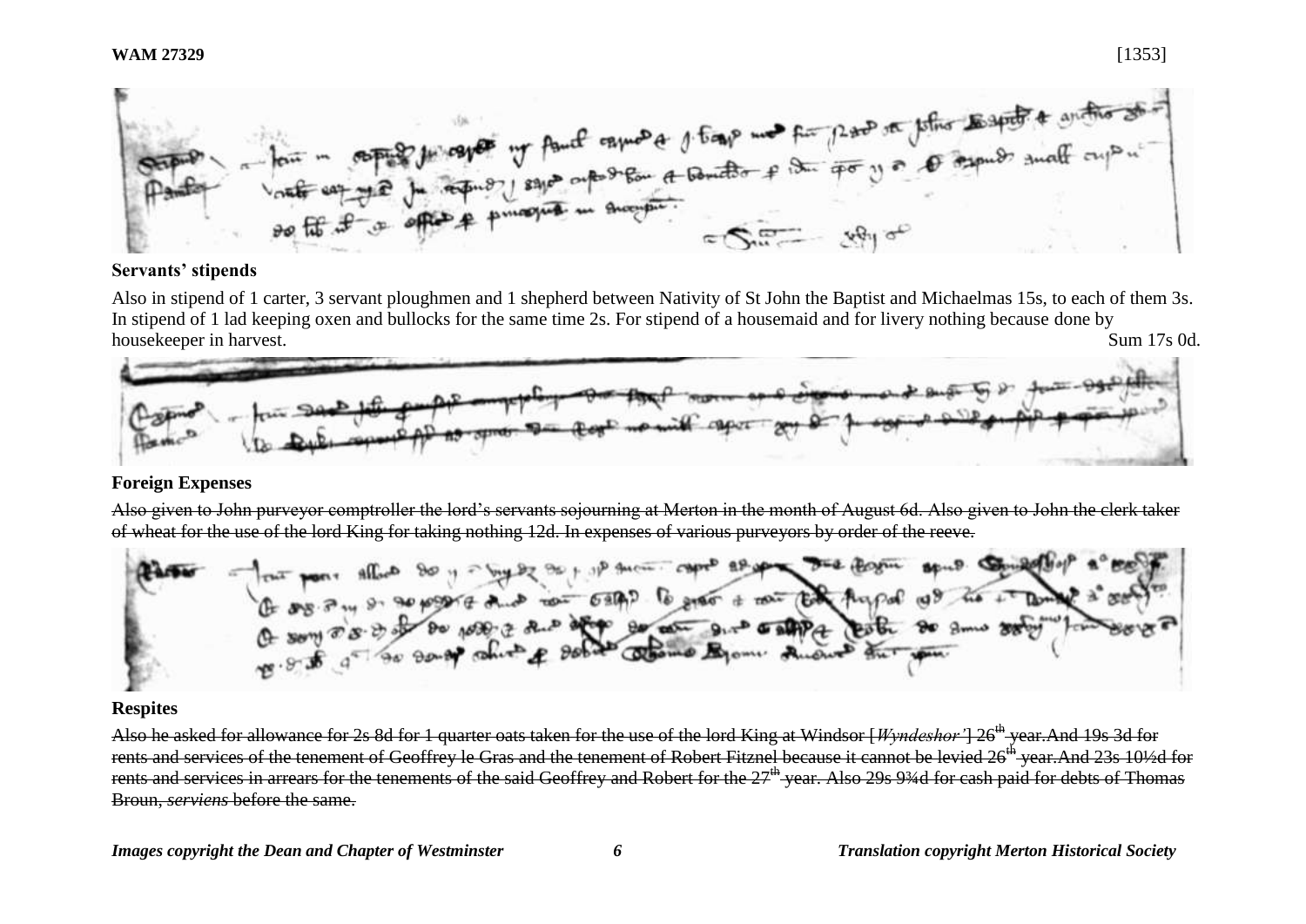## Servants' stipends

Also in stipend of 1 carter, 3 servant ploughmen and 1 shepherd between Nativity of St John the Baptist and Michaelmas 15s, to each of them 3s. In stipend of 1 lad keeping oxen and bullocks for the same time 2s. For stipend of a housemaid and for livery nothing because done by housekeeper in harvest. Sum 17s 0d.

## Foreign Expenses

~~Also given to John purveyor comptroller the lord's servants sojourning at Merton in the month of August 6d. Also given to John the clerk taker of wheat for the use of the lord King for taking nothing 12d. In expenses of various purveyors by order of the reeve.~~

## Respites

~~Also he asked for allowance for 2s 8d for 1 quarter oats taken for the use of the lord King at Windsor [*Wyndeshor'*] 26th year. And 19s 3d for rents and services of the tenement of Geoffrey le Gras and the tenement of Robert Fitznel because it cannot be levied 26th year. And 23s 10½d for rents and services in arrears for the tenements of the said Geoffrey and Robert for the 27th year. Also 29s 9¾d for cash paid for debts of Thomas Broun, *serviens* before the same.~~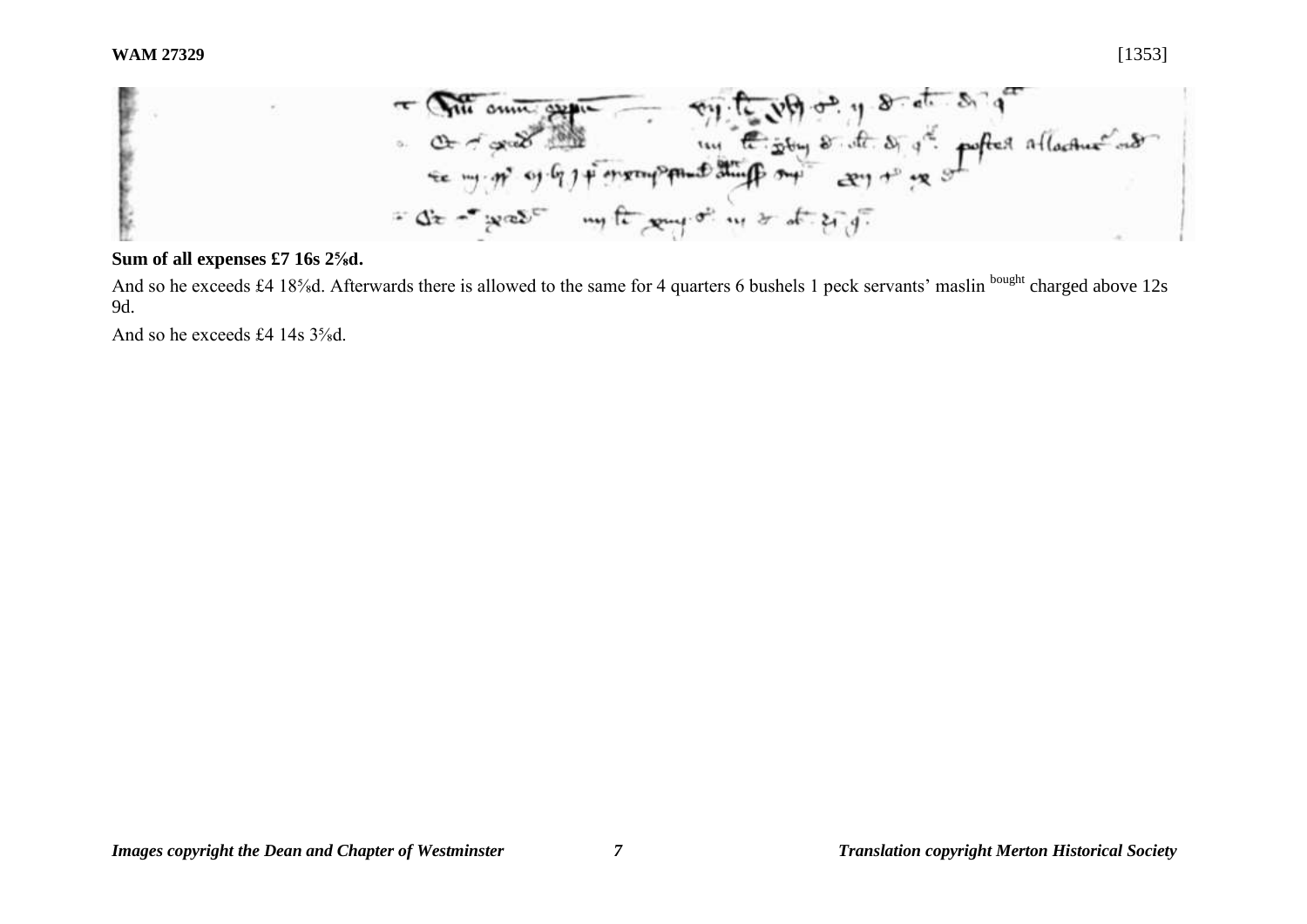**Sum of all expenses £7 16s 2⅝d.**

And so he exceeds £4 18⅝d. Afterwards there is allowed to the same for 4 quarters 6 bushels 1 peck servants' maslin bought charged above 12s 9d.

And so he exceeds £4 14s 3⅝d.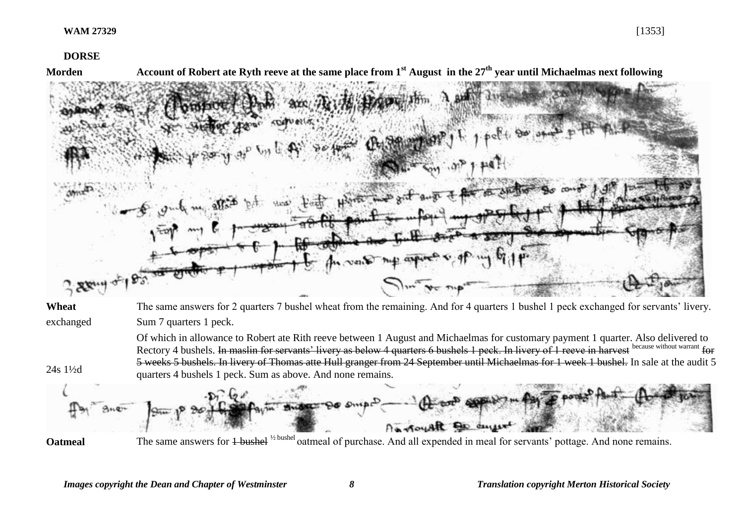**WAM 27329** [1353]

**DORSE**

**Morden** **Account of Robert ate Ryth reeve at the same place from 1st August in the 27th year until Michaelmas next following**

**Wheat** The same answers for 2 quarters 7 bushel wheat from the remaining. And for 4 quarters 1 bushel 1 peck exchanged for servants' livery.

exchanged Sum 7 quarters 1 peck.

Of which in allowance to Robert ate Rith reeve between 1 August and Michaelmas for customary payment 1 quarter. Also delivered to Rectory 4 bushels. ~~In maslin for servants' livery as below 4 quarters 6 bushels 1 peck. In livery of 1 reeve in harvest~~ because without warrant ~~for 5 weeks 5 bushels. In livery of Thomas atte Hull granger from 24 September until Michaelmas for 1 week 1 bushel.~~ In sale at the audit 5 quarters 4 bushels 1 peck. Sum as above. And none remains.

24s 1½d

**Oatmeal** The same answers for ~~1 bushel~~ ½ bushel oatmeal of purchase. And all expended in meal for servants' pottage. And none remains.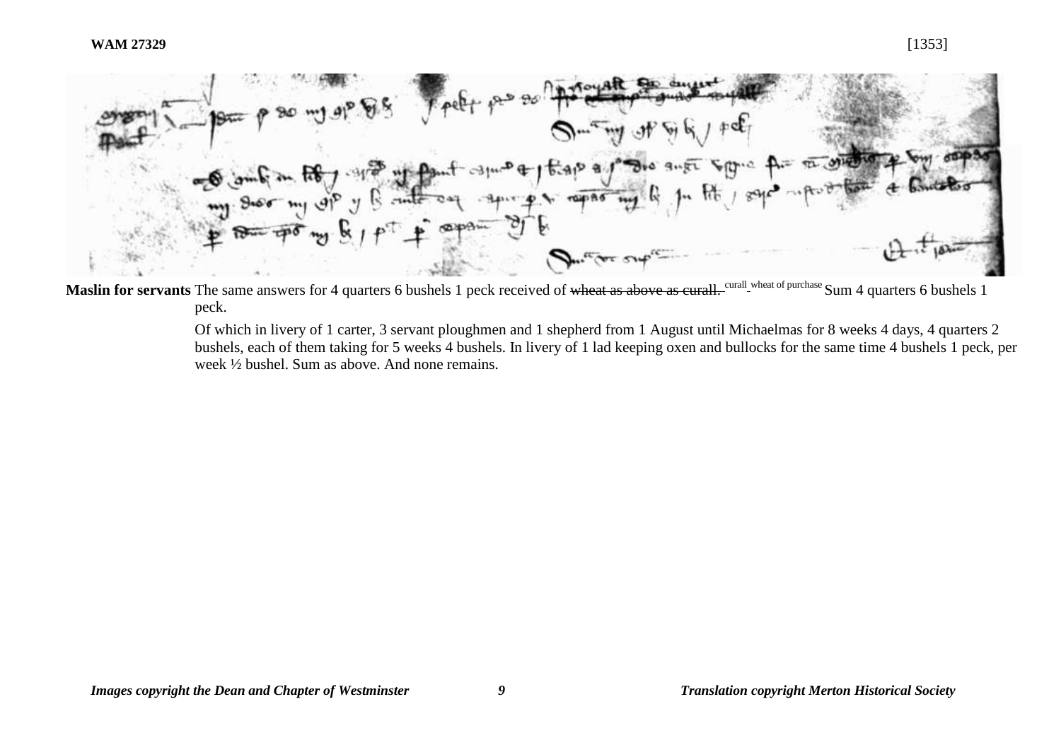**Maslin for servants** The same answers for 4 quarters 6 bushels 1 peck received of ~~wheat as above as curall.~~ curall wheat of purchase Sum 4 quarters 6 bushels 1 peck.

Of which in livery of 1 carter, 3 servant ploughmen and 1 shepherd from 1 August until Michaelmas for 8 weeks 4 days, 4 quarters 2 bushels, each of them taking for 5 weeks 4 bushels. In livery of 1 lad keeping oxen and bullocks for the same time 4 bushels 1 peck, per week ½ bushel. Sum as above. And none remains.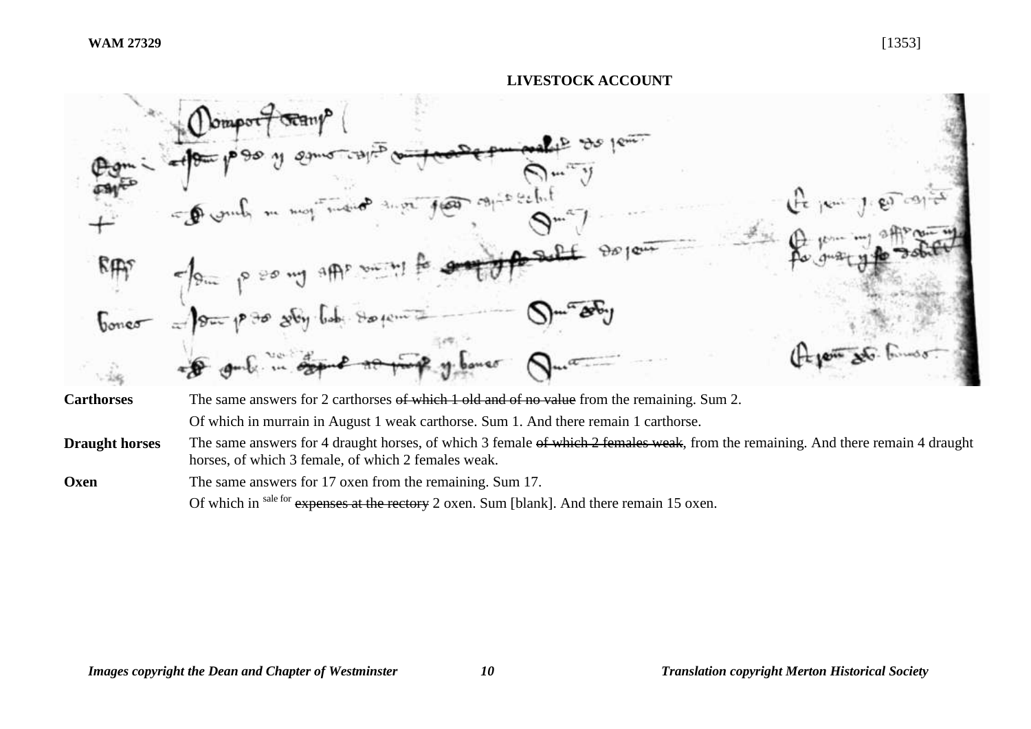**WAM 27329** [1353]

**LIVESTOCK ACCOUNT**

| | |
|---|---|
| **Carthorses** | The same answers for 2 carthorses ~~of which 1 old and of no value~~ from the remaining. Sum 2. |
| | Of which in murrain in August 1 weak carthorse. Sum 1. And there remain 1 carthorse. |
| **Draught horses** | The same answers for 4 draught horses, of which 3 female ~~of which 2 females weak~~, from the remaining. And there remain 4 draught horses, of which 3 female, of which 2 females weak. |
| **Oxen** | The same answers for 17 oxen from the remaining. Sum 17. |
| | Of which in sale for ~~expenses at the rectory~~ 2 oxen. Sum [blank]. And there remain 15 oxen. |

*Images copyright the Dean and Chapter of Westminster* *Translation copyright Merton Historical Society*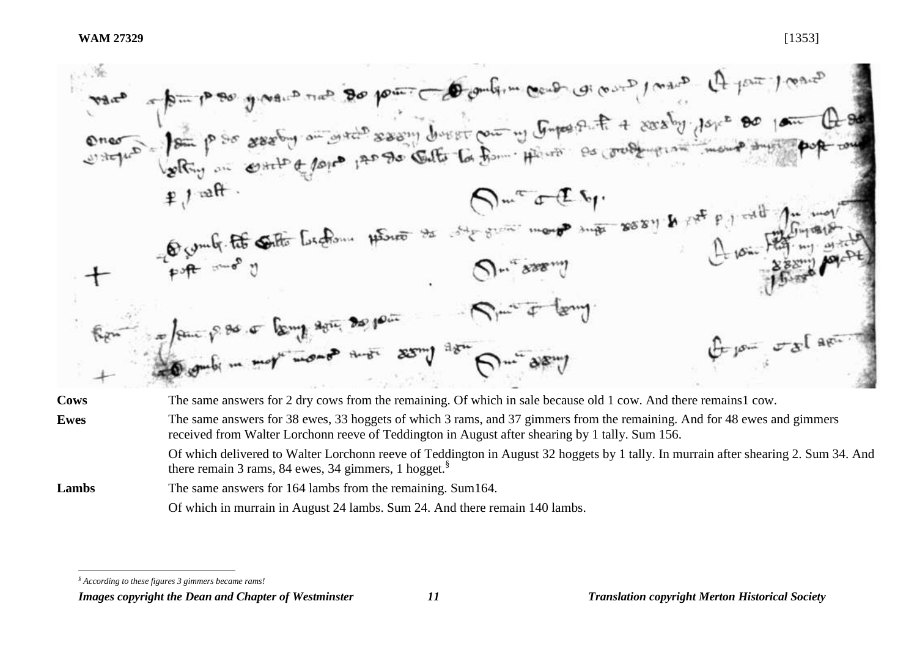| | |
|---|---|
| **Cows** | The same answers for 2 dry cows from the remaining. Of which in sale because old 1 cow. And there remains1 cow. |
| **Ewes** | The same answers for 38 ewes, 33 hoggets of which 3 rams, and 37 gimmers from the remaining. And for 48 ewes and gimmers received from Walter Lorchonn reeve of Teddington in August after shearing by 1 tally. Sum 156. |
| | Of which delivered to Walter Lorchonn reeve of Teddington in August 32 hoggets by 1 tally. In murrain after shearing 2. Sum 34. And there remain 3 rams, 84 ewes, 34 gimmers, 1 hogget.[§] |
| **Lambs** | The same answers for 164 lambs from the remaining. Sum164. |
| | Of which in murrain in August 24 lambs. Sum 24. And there remain 140 lambs. |

[§] *According to these figures 3 gimmers became rams!*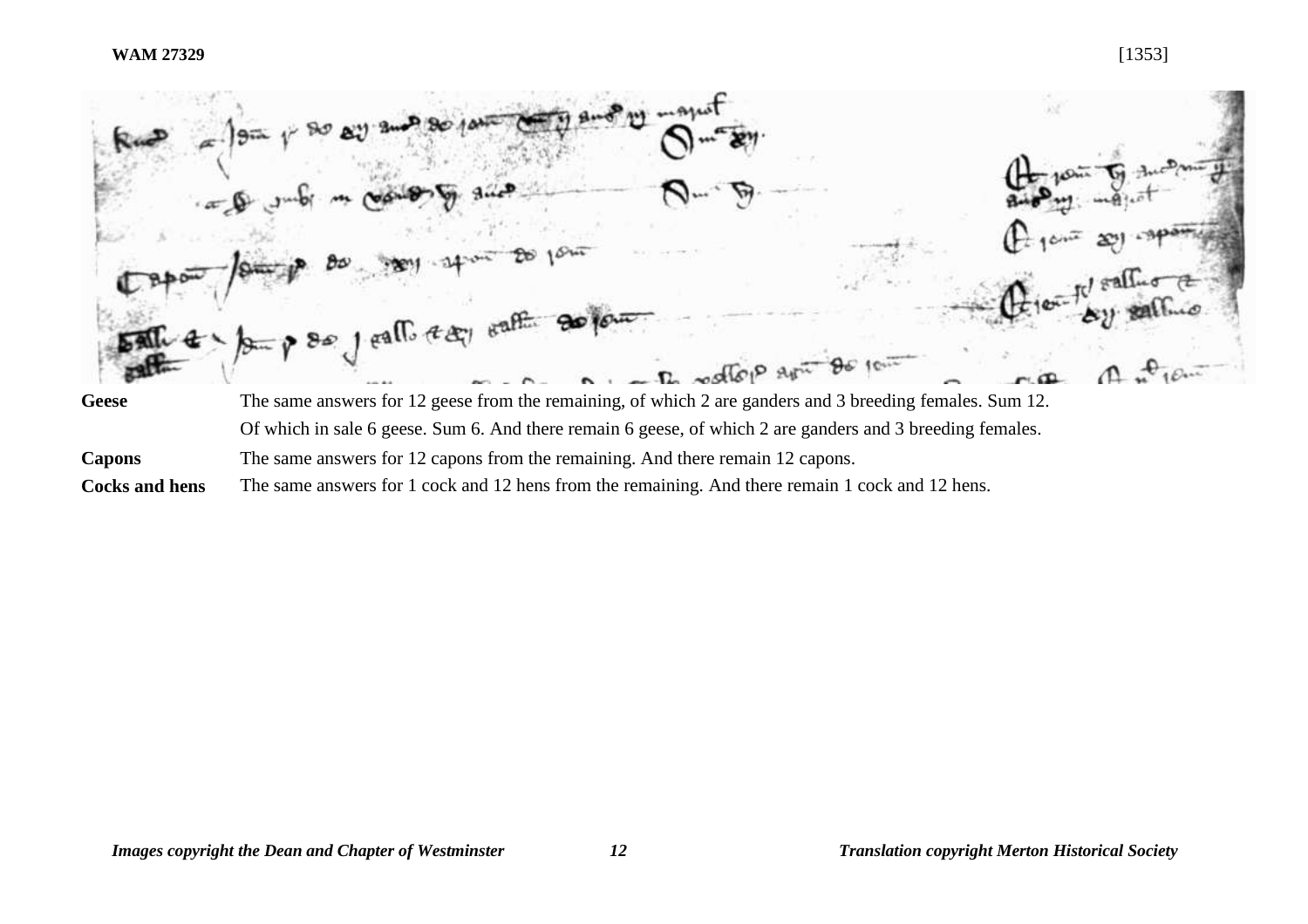| | |
|---|---|
| **Geese** | The same answers for 12 geese from the remaining, of which 2 are ganders and 3 breeding females. Sum 12. |
| | Of which in sale 6 geese. Sum 6. And there remain 6 geese, of which 2 are ganders and 3 breeding females. |
| **Capons** | The same answers for 12 capons from the remaining. And there remain 12 capons. |
| **Cocks and hens** | The same answers for 1 cock and 12 hens from the remaining. And there remain 1 cock and 12 hens. |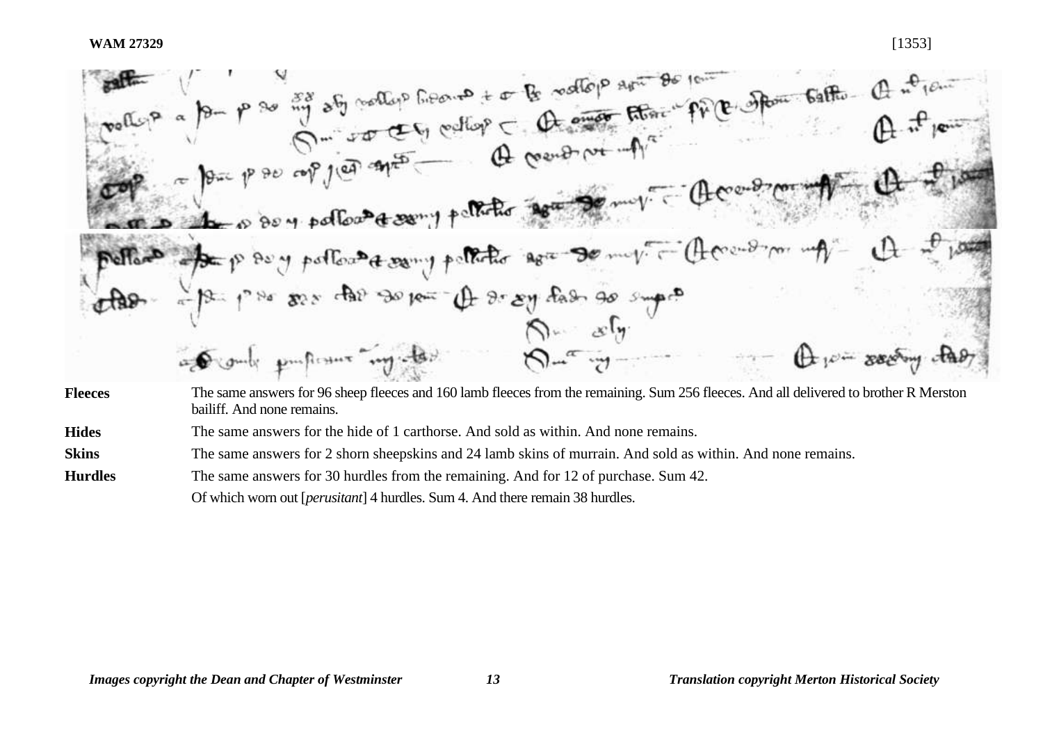**WAM 27329** [1353]

| | |
|---|---|
| **Fleeces** | The same answers for 96 sheep fleeces and 160 lamb fleeces from the remaining. Sum 256 fleeces. And all delivered to brother R Merston bailiff. And none remains. |
| **Hides** | The same answers for the hide of 1 carthorse. And sold as within. And none remains. |
| **Skins** | The same answers for 2 shorn sheepskins and 24 lamb skins of murrain. And sold as within. And none remains. |
| **Hurdles** | The same answers for 30 hurdles from the remaining. And for 12 of purchase. Sum 42. |
| | Of which worn out [*perusitant*] 4 hurdles. Sum 4. And there remain 38 hurdles. |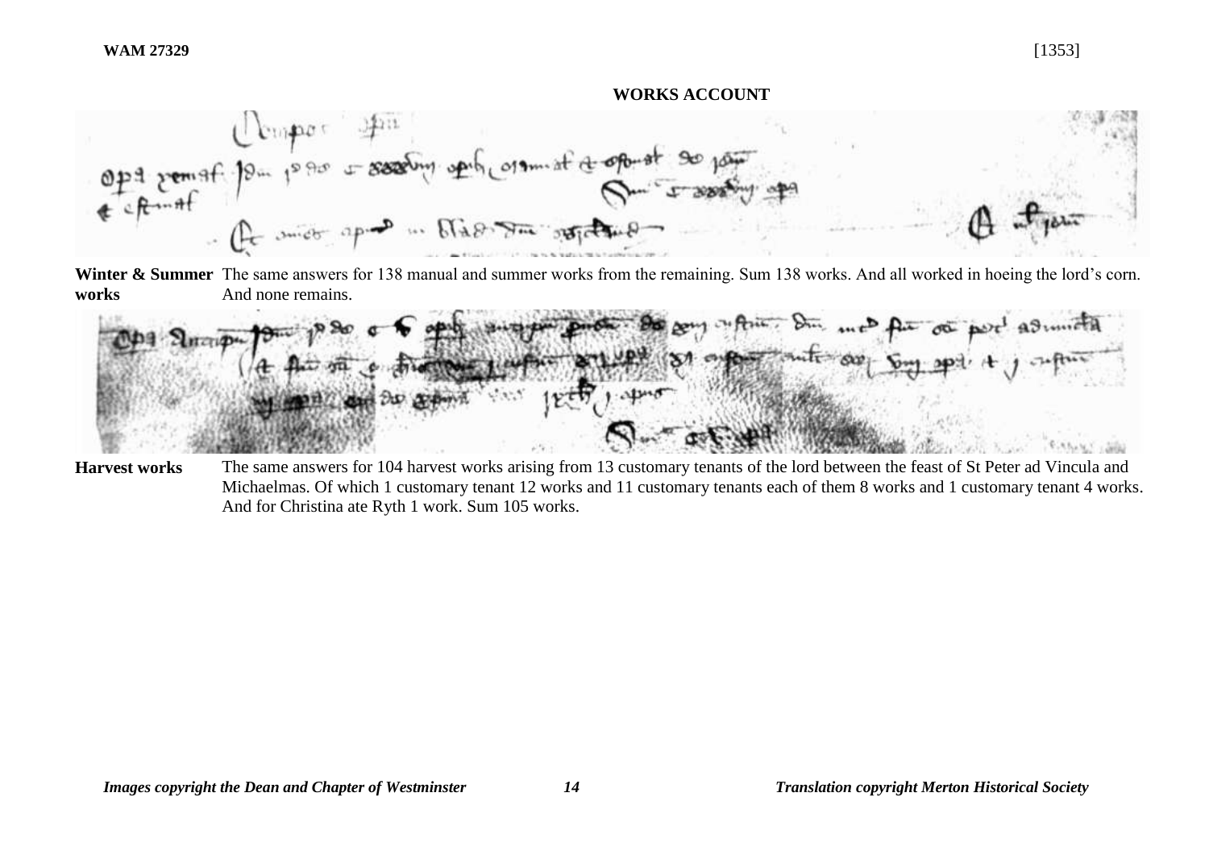**WAM 27329** [1353]

**WORKS ACCOUNT**

**Winter & Summer works** The same answers for 138 manual and summer works from the remaining. Sum 138 works. And all worked in hoeing the lord's corn. And none remains.

**Harvest works** The same answers for 104 harvest works arising from 13 customary tenants of the lord between the feast of St Peter ad Vincula and Michaelmas. Of which 1 customary tenant 12 works and 11 customary tenants each of them 8 works and 1 customary tenant 4 works. And for Christina ate Ryth 1 work. Sum 105 works.

*Images copyright the Dean and Chapter of Westminster* *Translation copyright Merton Historical Society*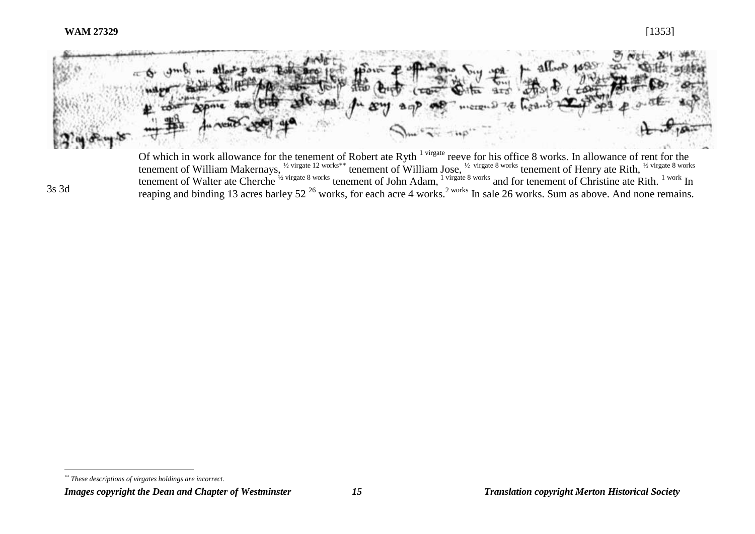3s 3d

Of which in work allowance for the tenement of Robert ate Ryth [1 virgate] reeve for his office 8 works. In allowance of rent for the tenement of William Makernays, [½ virgate 12 works**] tenement of William Jose, [½ virgate 8 works] tenement of Henry ate Rith, [½ virgate 8 works] tenement of Walter ate Cherche [½ virgate 8 works] tenement of John Adam, [1 virgate 8 works] and for tenement of Christine ate Rith. [1 work] In reaping and binding 13 acres barley ~~52~~ [26] works, for each acre ~~4 works~~. [2 works] In sale 26 works. Sum as above. And none remains.

** *These descriptions of virgates holdings are incorrect.*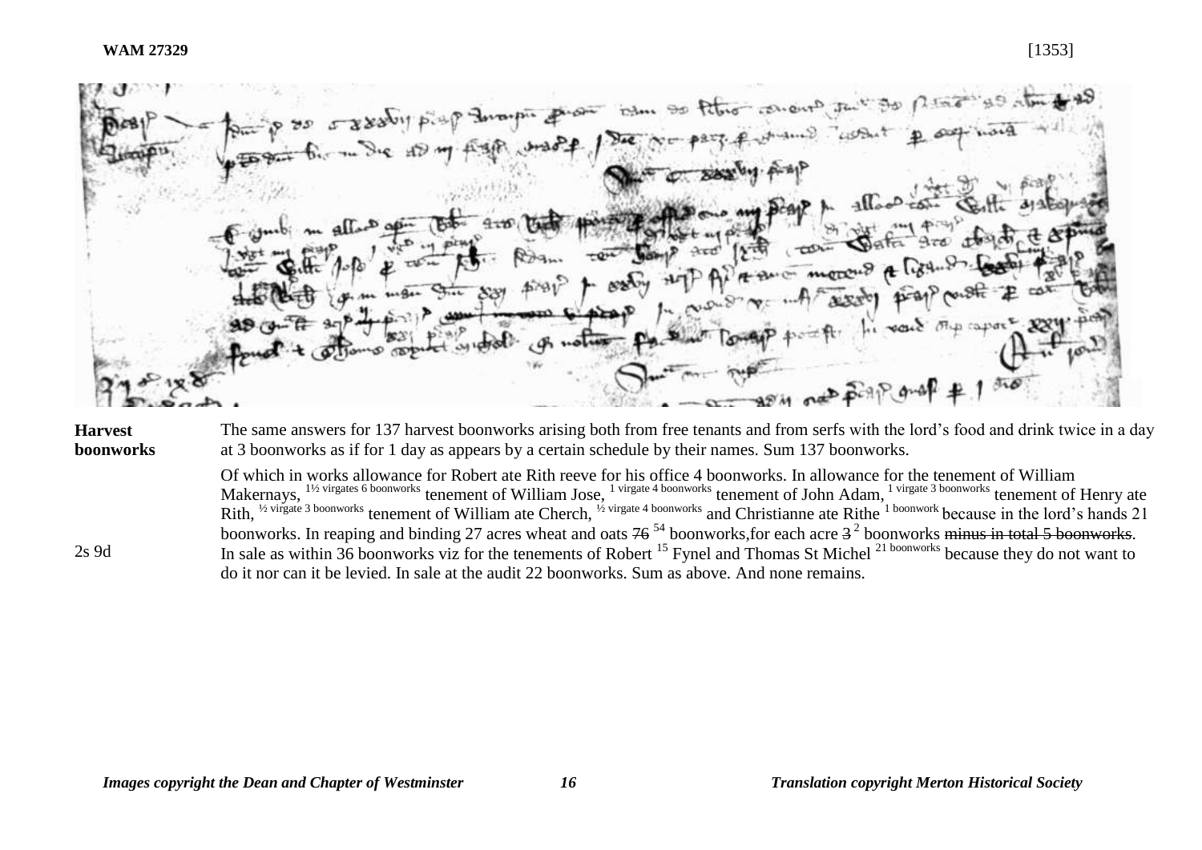**WAM 27329** [1353]

**Harvest boonworks**

The same answers for 137 harvest boonworks arising both from free tenants and from serfs with the lord's food and drink twice in a day at 3 boonworks as if for 1 day as appears by a certain schedule by their names. Sum 137 boonworks.

Of which in works allowance for Robert ate Rith reeve for his office 4 boonworks. In allowance for the tenement of William Makernays, [1½ virgates 6 boonworks] tenement of William Jose, [1 virgate 4 boonworks] tenement of John Adam, [1 virgate 3 boonworks] tenement of Henry ate Rith, [½ virgate 3 boonworks] tenement of William ate Cherch, [½ virgate 4 boonworks] and Christianne ate Rithe [1 boonwork] because in the lord's hands 21 boonworks. In reaping and binding 27 acres wheat and oats ~~76~~ [54] boonworks, for each acre ~~3~~ [2] boonworks ~~minus in total 5 boonworks~~.

2s 9d — In sale as within 36 boonworks viz for the tenements of Robert [15] Fynel and Thomas St Michel [21 boonworks] because they do not want to do it nor can it be levied. In sale at the audit 22 boonworks. Sum as above. And none remains.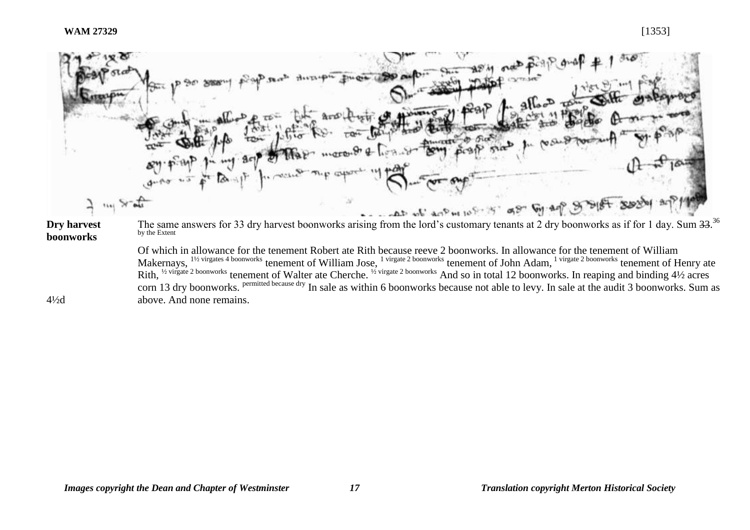**Dry harvest boonworks**

The same answers for 33 dry harvest boonworks arising from the lord's customary tenants at 2 dry boonworks as if for 1 day. Sum ~~33~~.[36] by the Extent

Of which in allowance for the tenement Robert ate Rith because reeve 2 boonworks. In allowance for the tenement of William Makernays, 1½ virgates 4 boonworks tenement of William Jose, 1 virgate 2 boonworks tenement of John Adam, 1 virgate 2 boonworks tenement of Henry ate Rith, ½ virgate 2 boonworks tenement of Walter ate Cherche. ½ virgate 2 boonworks And so in total 12 boonworks. In reaping and binding 4½ acres corn 13 dry boonworks. permitted because dry In sale as within 6 boonworks because not able to levy. In sale at the audit 3 boonworks. Sum as above. And none remains.

4½d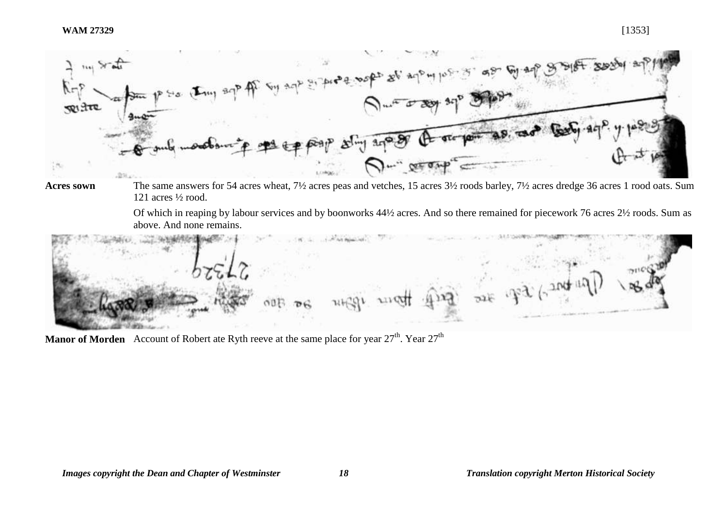**Acres sown** The same answers for 54 acres wheat, 7½ acres peas and vetches, 15 acres 3½ roods barley, 7½ acres dredge 36 acres 1 rood oats. Sum 121 acres ½ rood.

Of which in reaping by labour services and by boonworks 44½ acres. And so there remained for piecework 76 acres 2½ roods. Sum as above. And none remains.

**Manor of Morden** Account of Robert ate Ryth reeve at the same place for year 27th. Year 27th